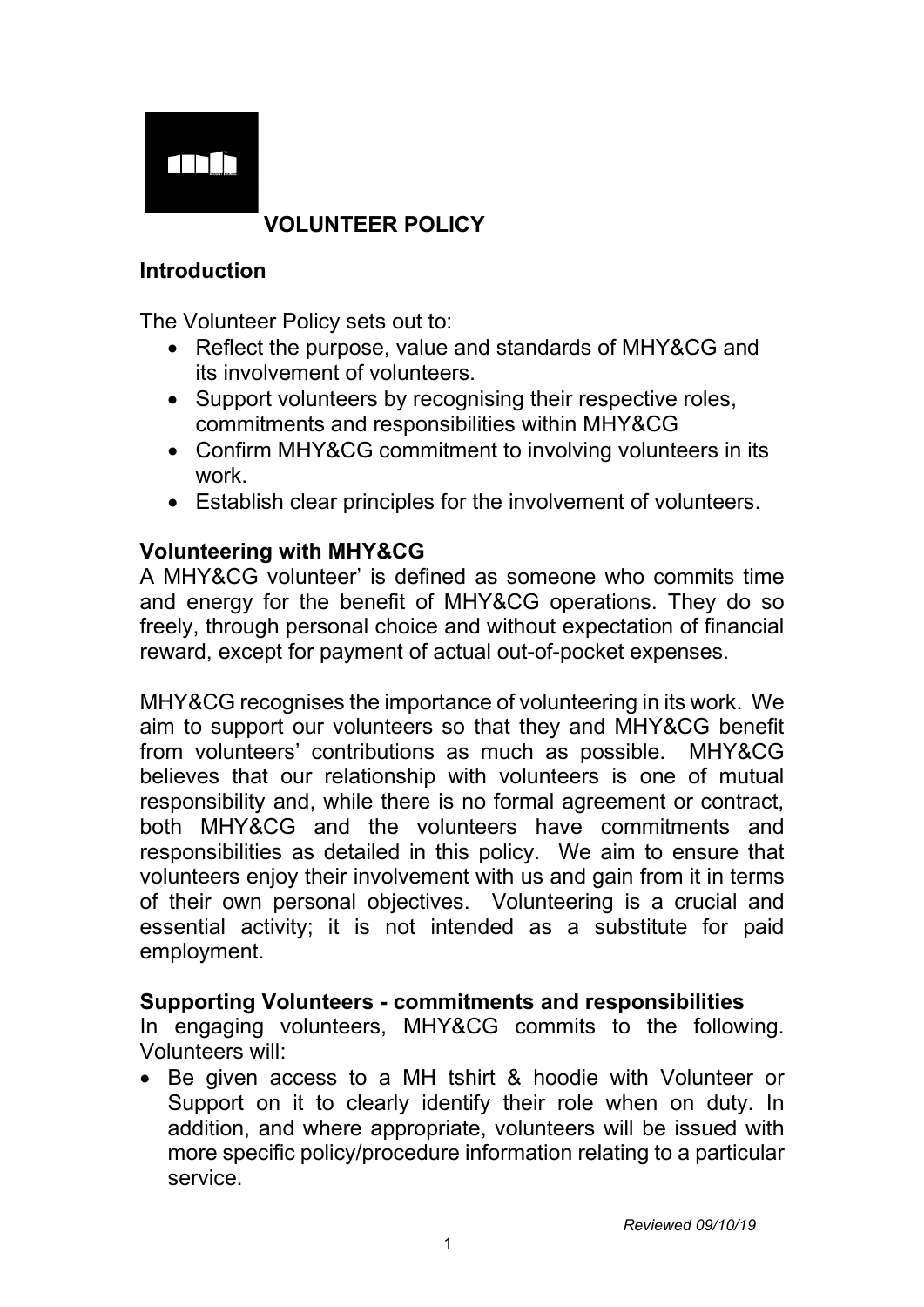# VOLUNTEER POLICY

## Introduction

The Volunteer Policy sets out to:

- Reflect the purpose, value and standards of MHY&CG and its involvement of volunteers.
- Support volunteers by recognising their respective roles, commitments and responsibilities within MHY&CG
- Confirm MHY&CG commitment to involving volunteers in its work.
- Establish clear principles for the involvement of volunteers.

## Volunteering with MHY&CG

A MHY&CG volunteer' is defined as someone who commits time and energy for the benefit of MHY&CG operations. They do so freely, through personal choice and without expectation of financial reward, except for payment of actual out-of-pocket expenses.

MHY&CG recognises the importance of volunteering in its work. We aim to support our volunteers so that they and MHY&CG benefit from volunteers' contributions as much as possible. MHY&CG believes that our relationship with volunteers is one of mutual responsibility and, while there is no formal agreement or contract, both MHY&CG and the volunteers have commitments and responsibilities as detailed in this policy. We aim to ensure that volunteers enjoy their involvement with us and gain from it in terms of their own personal objectives. Volunteering is a crucial and essential activity; it is not intended as a substitute for paid employment.

## Supporting Volunteers - commitments and responsibilities

In engaging volunteers, MHY&CG commits to the following. Volunteers will:

- Be given access to a MH tshirt & hoodie with Volunteer or Support on it to clearly identify their role when on duty. In addition, and where appropriate, volunteers will be issued with more specific policy/procedure information relating to a particular service.

*Reviewed 09/10/19*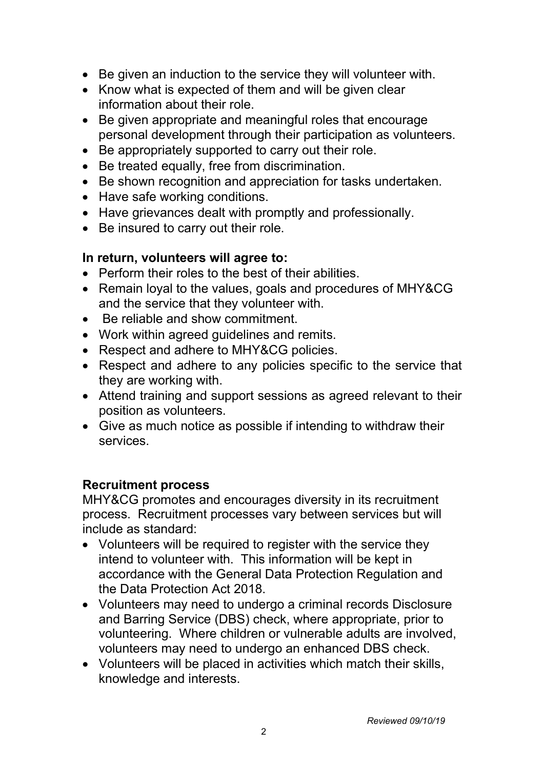- Be given an induction to the service they will volunteer with.
- Know what is expected of them and will be given clear information about their role.
- Be given appropriate and meaningful roles that encourage personal development through their participation as volunteers.
- Be appropriately supported to carry out their role.
- Be treated equally, free from discrimination.
- Be shown recognition and appreciation for tasks undertaken.
- Have safe working conditions.
- Have grievances dealt with promptly and professionally.
- Be insured to carry out their role.

**In return, volunteers will agree to:**

- Perform their roles to the best of their abilities.
- Remain loyal to the values, goals and procedures of MHY&CG and the service that they volunteer with.
- Be reliable and show commitment.
- Work within agreed guidelines and remits.
- Respect and adhere to MHY&CG policies.
- Respect and adhere to any policies specific to the service that they are working with.
- Attend training and support sessions as agreed relevant to their position as volunteers.
- Give as much notice as possible if intending to withdraw their services.

**Recruitment process**

MHY&CG promotes and encourages diversity in its recruitment process. Recruitment processes vary between services but will include as standard:

- Volunteers will be required to register with the service they intend to volunteer with. This information will be kept in accordance with the General Data Protection Regulation and the Data Protection Act 2018.
- Volunteers may need to undergo a criminal records Disclosure and Barring Service (DBS) check, where appropriate, prior to volunteering. Where children or vulnerable adults are involved, volunteers may need to undergo an enhanced DBS check.
- Volunteers will be placed in activities which match their skills, knowledge and interests.

*Reviewed 09/10/19*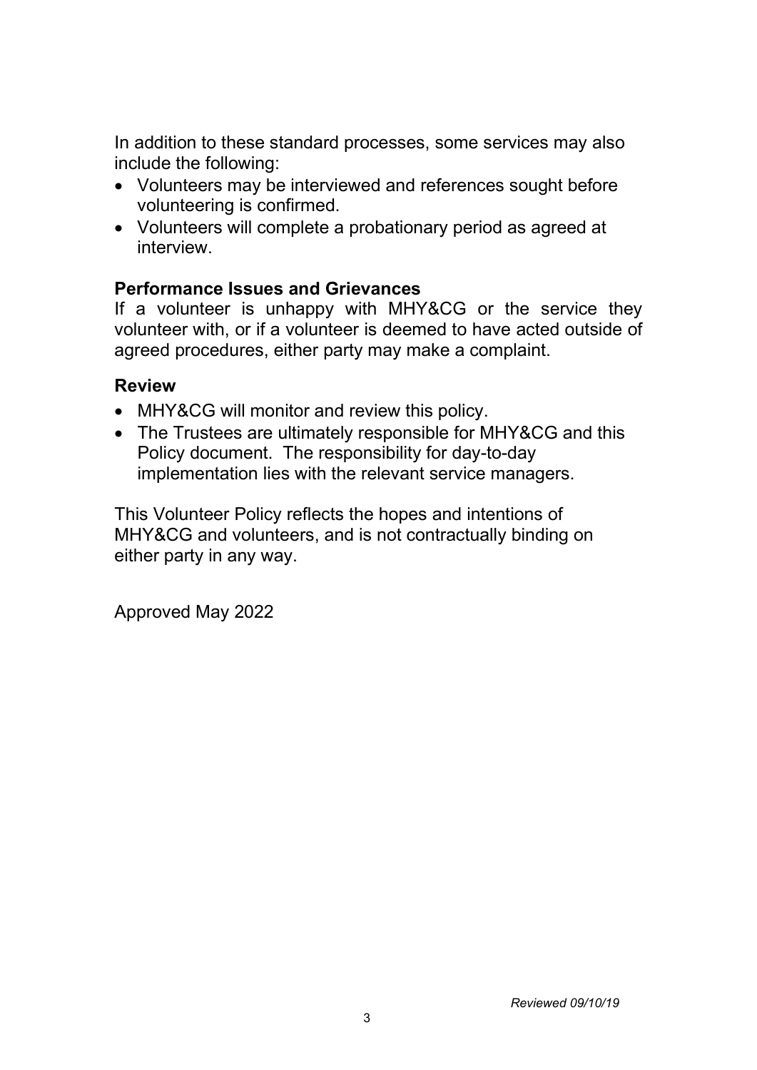In addition to these standard processes, some services may also include the following:

- Volunteers may be interviewed and references sought before volunteering is confirmed.
- Volunteers will complete a probationary period as agreed at interview.

**Performance Issues and Grievances**

If a volunteer is unhappy with MHY&CG or the service they volunteer with, or if a volunteer is deemed to have acted outside of agreed procedures, either party may make a complaint.

**Review**

- MHY&CG will monitor and review this policy.
- The Trustees are ultimately responsible for MHY&CG and this Policy document. The responsibility for day-to-day implementation lies with the relevant service managers.

This Volunteer Policy reflects the hopes and intentions of MHY&CG and volunteers, and is not contractually binding on either party in any way.

Approved May 2022

*Reviewed 09/10/19*